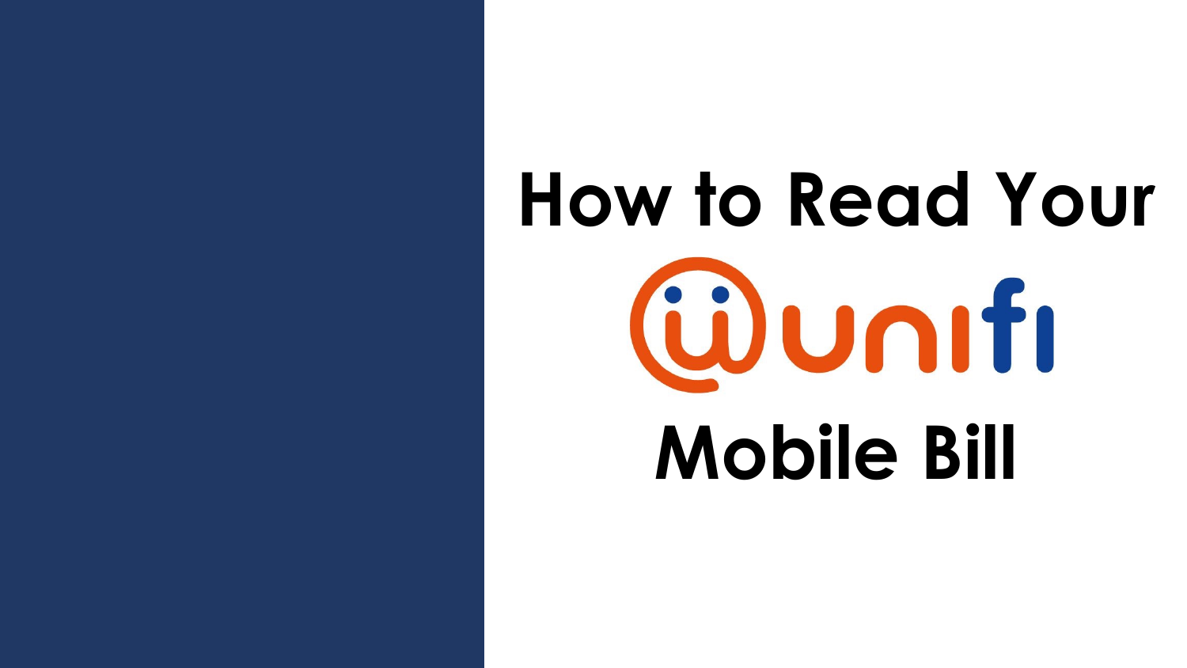# How to Read Your unifi Mobile Bill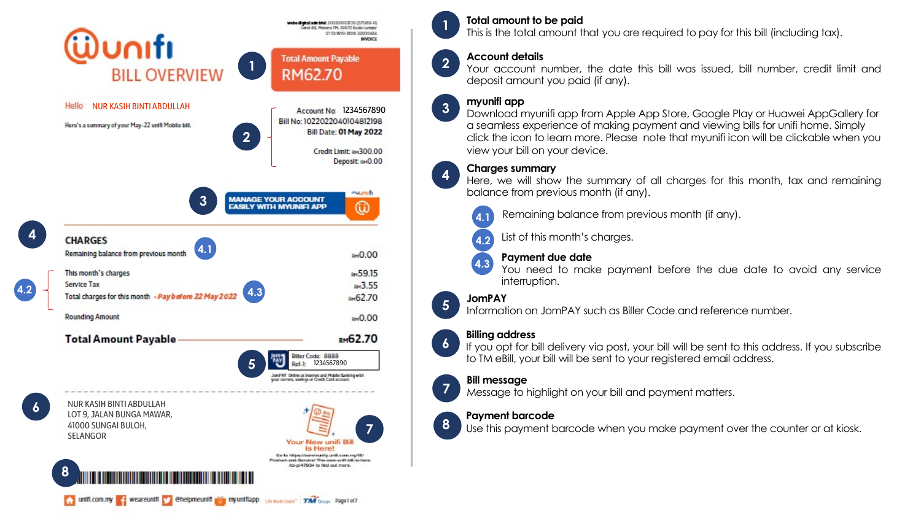# unifi BILL OVERVIEW

webe digital sdn bhd 200201003726 (570389-H)
Level 60, Menara TM, 50672 Kuala Lumpur
SST ID: W10-1808-32000464
INVOICE

**Total Amount Payable**
**RM62.70**

Hello NUR KASIH BINTI ABDULLAH

Here's a summary of your May-22 unifi Mobile bill.

Account No 1234567890
Bill No: 1022022040104812198
Bill Date: **01 May 2022**

Credit Limit: RM300.00
Deposit: RM0.00

MANAGE YOUR ACCOUNT EASILY WITH MYUNIFI APP

## CHARGES

| | |
|---|---|
| Remaining balance from previous month | RM0.00 |
| This month's charges | RM59.15 |
| Service Tax | RM3.55 |
| Total charges for this month - *Pay before 22 May 2022* | RM62.70 |
| Rounding Amount | RM0.00 |
| **Total Amount Payable** | **RM62.70** |

Biller Code: 8888
Ref-1: 1234567890

JomPAY Online at Internet and Mobile Banking with your current, savings or Credit Card account

NUR KASIH BINTI ABDULLAH
LOT 9, JALAN BUNGA MAWAR,
41000 SUNGAI BULOH,
SELANGOR

Your New unifi Bill is Here!
Go to https://community.unifi.com.my/t5/Product-and-Service/The-new-unifi-bill-is-here/td-p/47934 to find out more.

unifi.com.my | weareunifi | @helpmeunifi | myunifiapp

---

1. **Total amount to be paid**
   This is the total amount that you are required to pay for this bill (including tax).

2. **Account details**
   Your account number, the date this bill was issued, bill number, credit limit and deposit amount you paid (if any).

3. **myunifi app**
   Download myunifi app from Apple App Store, Google Play or Huawei AppGallery for a seamless experience of making payment and viewing bills for unifi home. Simply click the icon to learn more. Please note that myunifi icon will be clickable when you view your bill on your device.

4. **Charges summary**
   Here, we will show the summary of all charges for this month, tax and remaining balance from previous month (if any).
   - 4.1 Remaining balance from previous month (if any).
   - 4.2 List of this month's charges.
   - 4.3 **Payment due date**
     You need to make payment before the due date to avoid any service interruption.

5. **JomPAY**
   Information on JomPAY such as Biller Code and reference number.

6. **Billing address**
   If you opt for bill delivery via post, your bill will be sent to this address. If you subscribe to TM eBill, your bill will be sent to your registered email address.

7. **Bill message**
   Message to highlight on your bill and payment matters.

8. **Payment barcode**
   Use this payment barcode when you make payment over the counter or at kiosk.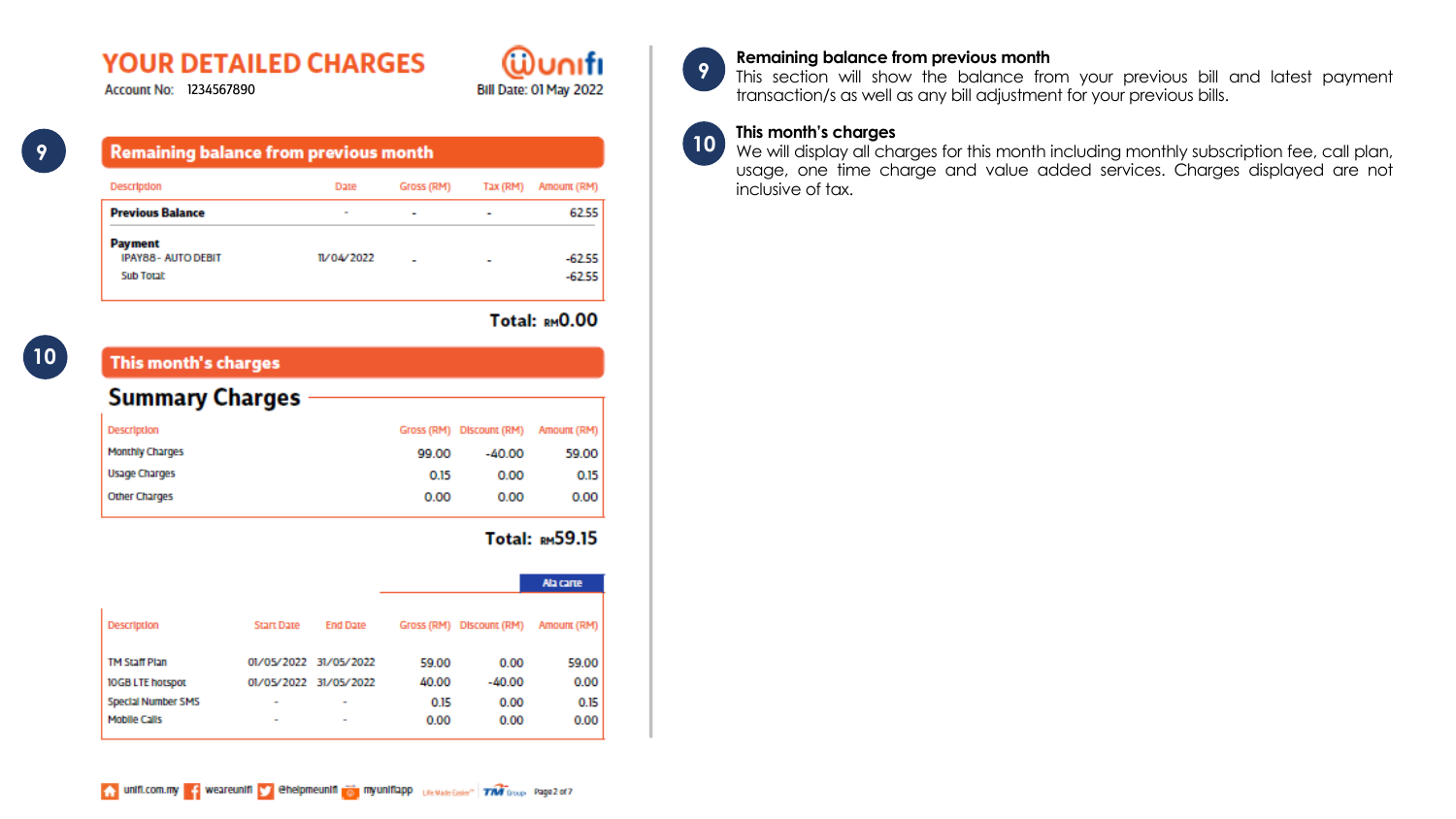# YOUR DETAILED CHARGES

unifi

Account No: 1234567890

Bill Date: 01 May 2022

**9**

## Remaining balance from previous month

| Description | Date | Gross (RM) | Tax (RM) | Amount (RM) |
|---|---|---|---|---|
| **Previous Balance** | - | - | - | 62.55 |
| **Payment** | | | | |
| IPAY88 - AUTO DEBIT | 11/04/2022 | - | - | -62.55 |
| Sub Total: | | | | -62.55 |

**Total: RM0.00**

**10**

## This month's charges

### Summary Charges

| Description | Gross (RM) | Discount (RM) | Amount (RM) |
|---|---|---|---|
| Monthly Charges | 99.00 | -40.00 | 59.00 |
| Usage Charges | 0.15 | 0.00 | 0.15 |
| Other Charges | 0.00 | 0.00 | 0.00 |

**Total: RM59.15**

Ala carte

| Description | Start Date | End Date | Gross (RM) | Discount (RM) | Amount (RM) |
|---|---|---|---|---|---|
| TM Staff Plan | 01/05/2022 | 31/05/2022 | 59.00 | 0.00 | 59.00 |
| 10GB LTE hotspot | 01/05/2022 | 31/05/2022 | 40.00 | -40.00 | 0.00 |
| Special Number SMS | - | - | 0.15 | 0.00 | 0.15 |
| Mobile Calls | - | - | 0.00 | 0.00 | 0.00 |

unifi.com.my | weareunifi | @helpmeunifi | myunifiapp

**9** **Remaining balance from previous month**
This section will show the balance from your previous bill and latest payment transaction/s as well as any bill adjustment for your previous bills.

**10** **This month's charges**
We will display all charges for this month including monthly subscription fee, call plan, usage, one time charge and value added services. Charges displayed are not inclusive of tax.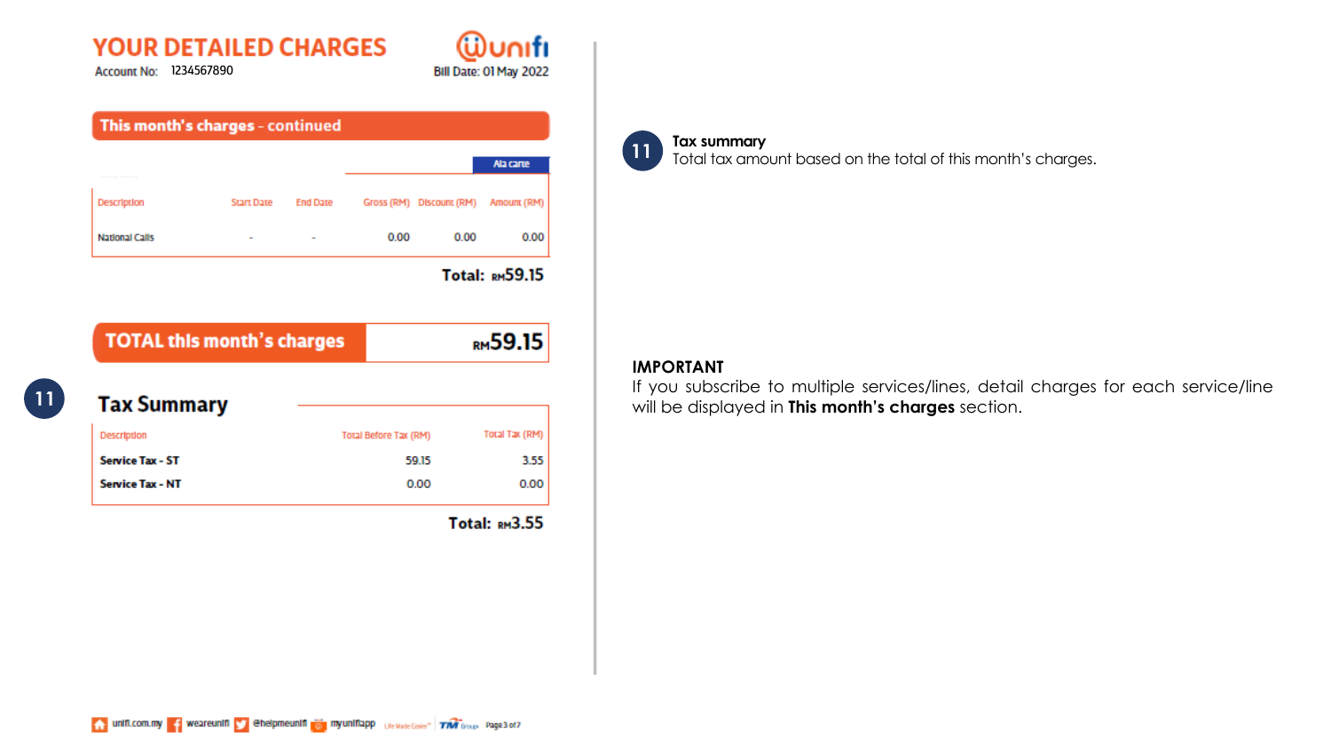# YOUR DETAILED CHARGES

Account No: 1234567890

Bill Date: 01 May 2022

## This month's charges - continued

Ala carte

| Description | Start Date | End Date | Gross (RM) | Discount (RM) | Amount (RM) |
|---|---|---|---|---|---|
| National Calls | - | - | 0.00 | 0.00 | 0.00 |

**Total: RM59.15**

| TOTAL this month's charges | RM59.15 |
|---|---|

11

## Tax Summary

| Description | Total Before Tax (RM) | Total Tax (RM) |
|---|---|---|
| **Service Tax - ST** | 59.15 | 3.55 |
| **Service Tax - NT** | 0.00 | 0.00 |

**Total: RM3.55**

11 **Tax summary**
Total tax amount based on the total of this month's charges.

**IMPORTANT**
If you subscribe to multiple services/lines, detail charges for each service/line will be displayed in **This month's charges** section.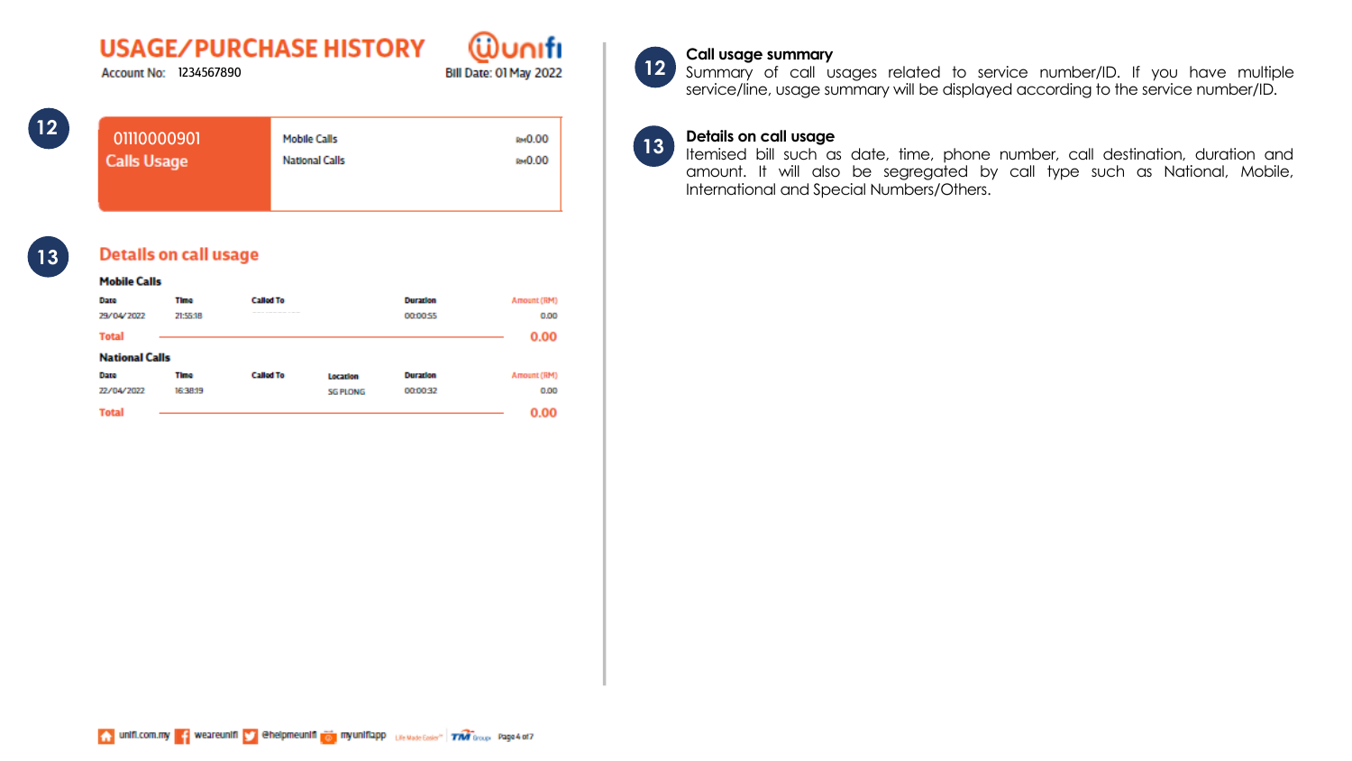## USAGE/PURCHASE HISTORY

Account No: 1234567890

Bill Date: 01 May 2022

**12**

| 01110000901 Calls Usage | | |
|---|---|---|
| | Mobile Calls | RM0.00 |
| | National Calls | RM0.00 |

**13**

### Details on call usage

**Mobile Calls**

| Date | Time | Called To | Duration | Amount (RM) |
|---|---|---|---|---|
| 29/04/2022 | 21:55:18 | ---------- | 00:00:55 | 0.00 |
| **Total** | | | | **0.00** |

**National Calls**

| Date | Time | Called To | Location | Duration | Amount (RM) |
|---|---|---|---|---|---|
| 22/04/2022 | 16:38:19 | | SG PLONG | 00:00:32 | 0.00 |
| **Total** | | | | | **0.00** |

**12** **Call usage summary**

Summary of call usages related to service number/ID. If you have multiple service/line, usage summary will be displayed according to the service number/ID.

**13** **Details on call usage**

Itemised bill such as date, time, phone number, call destination, duration and amount. It will also be segregated by call type such as National, Mobile, International and Special Numbers/Others.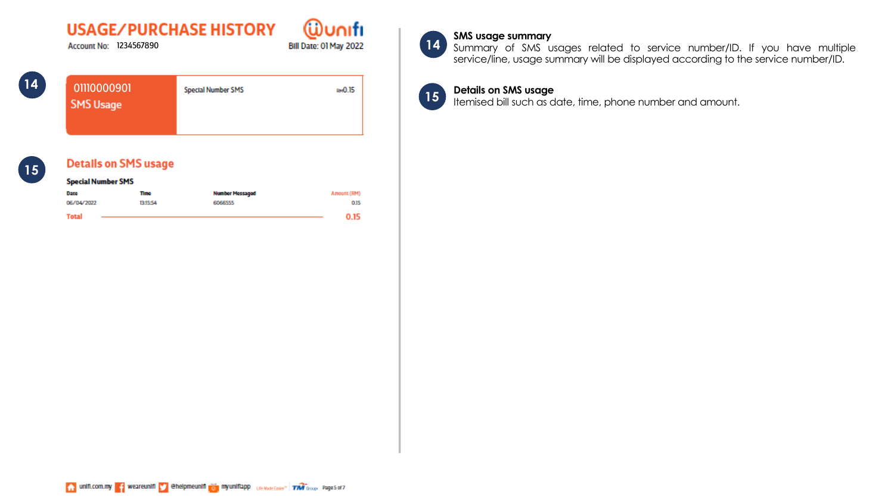# USAGE/PURCHASE HISTORY

Account No: 1234567890

Bill Date: 01 May 2022

**14**

| 01110000901 SMS Usage | Special Number SMS | RM0.15 |
|---|---|---|

**15**

## Details on SMS usage

**Special Number SMS**

| Date | Time | Number Messaged | Amount (RM) |
|---|---|---|---|
| 06/04/2022 | 13:15:54 | 6066555 | 0.15 |
| **Total** | | | **0.15** |

unifi.com.my | weareunifi | @helpmeunifi | myunifiapp

**14** **SMS usage summary**

Summary of SMS usages related to service number/ID. If you have multiple service/line, usage summary will be displayed according to the service number/ID.

**15** **Details on SMS usage**

Itemised bill such as date, time, phone number and amount.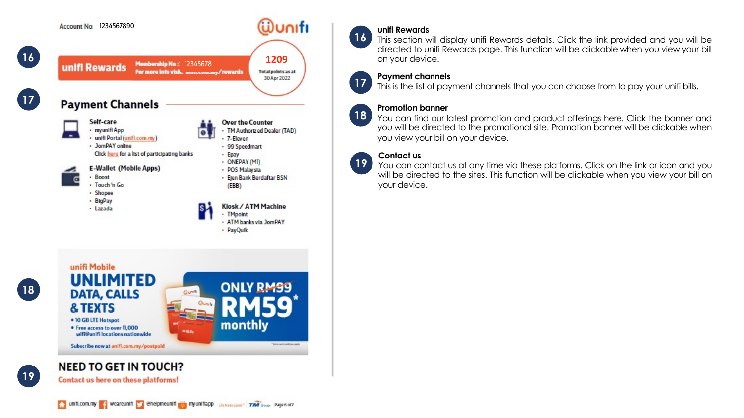Account No: 1234567890

unifi

**16**

## unifi Rewards

Membership No: 12345678
For more info visit: unifi.com.my/rewards

**1209**
Total points as at 30 Apr 2022

**17**

## Payment Channels

**Self-care**
- myunifi App
- unifi Portal (unifi.com.my)
- JomPAY online

Click here for a list of participating banks

**E-Wallet (Mobile Apps)**
- Boost
- Touch 'n Go
- Shopee
- BigPay
- Lazada

**Over the Counter**
- TM Authorized Dealer (TAD)
- 7-Eleven
- 99 Speedmart
- Epay
- ONEPAY (MI)
- POS Malaysia
- Ejen Bank Berdaftar BSN (EBB)

**Kiosk / ATM Machine**
- TMpoint
- ATM banks via JomPAY
- PayQuik

**18**

unifi Mobile

**UNLIMITED DATA, CALLS & TEXTS**

- 10 GB LTE Hotspot
- Free access to over 11,000 wifi@unifi locations nationwide

ONLY ~~RM99~~ **RM59*** monthly

Subscribe now at unifi.com.my/postpaid

*Terms and conditions apply

**19**

## NEED TO GET IN TOUCH?

Contact us here on these platforms!

unifi.com.my | weareunifi | @helpmeunifi | myunifiapp

---

**16** **unifi Rewards**
This section will display unifi Rewards details. Click the link provided and you will be directed to unifi Rewards page. This function will be clickable when you view your bill on your device.

**17** **Payment channels**
This is the list of payment channels that you can choose from to pay your unifi bills.

**18** **Promotion banner**
You can find our latest promotion and product offerings here. Click the banner and you will be directed to the promotional site. Promotion banner will be clickable when you view your bill on your device.

**19** **Contact us**
You can contact us at any time via these platforms. Click on the link or icon and you will be directed to the sites. This function will be clickable when you view your bill on your device.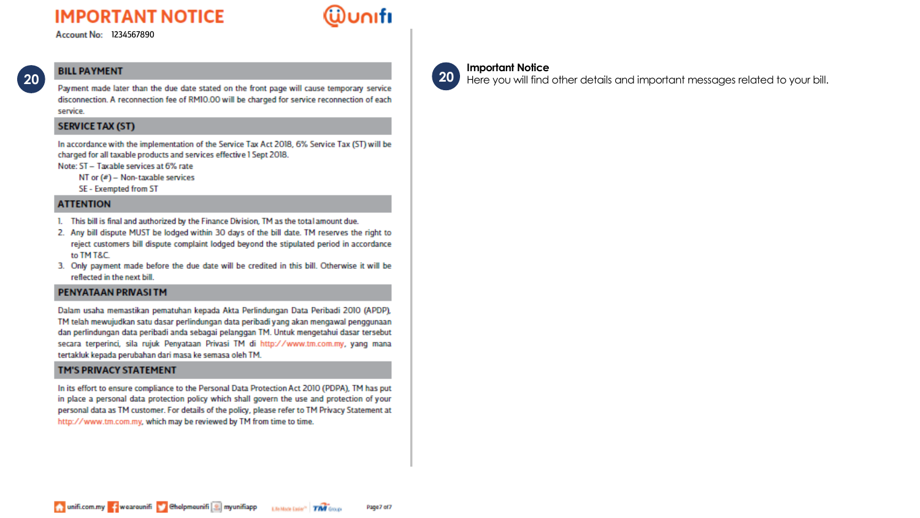# IMPORTANT NOTICE

Account No: 1234567890

**20**

## BILL PAYMENT

Payment made later than the due date stated on the front page will cause temporary service disconnection. A reconnection fee of RM10.00 will be charged for service reconnection of each service.

## SERVICE TAX (ST)

In accordance with the implementation of the Service Tax Act 2018, 6% Service Tax (ST) will be charged for all taxable products and services effective 1 Sept 2018.

Note: ST – Taxable services at 6% rate

NT or (#) – Non-taxable services

SE - Exempted from ST

## ATTENTION

1. This bill is final and authorized by the Finance Division, TM as the total amount due.
2. Any bill dispute MUST be lodged within 30 days of the bill date. TM reserves the right to reject customers bill dispute complaint lodged beyond the stipulated period in accordance to TM T&C.
3. Only payment made before the due date will be credited in this bill. Otherwise it will be reflected in the next bill.

## PENYATAAN PRIVASI TM

Dalam usaha memastikan pematuhan kepada Akta Perlindungan Data Peribadi 2010 (APDP), TM telah mewujudkan satu dasar perlindungan data peribadi yang akan mengawal penggunaan dan perlindungan data peribadi anda sebagai pelanggan TM. Untuk mengetahui dasar tersebut secara terperinci, sila rujuk Penyataan Privasi TM di http://www.tm.com.my, yang mana tertakluk kepada perubahan dari masa ke semasa oleh TM.

## TM'S PRIVACY STATEMENT

In its effort to ensure compliance to the Personal Data Protection Act 2010 (PDPA), TM has put in place a personal data protection policy which shall govern the use and protection of your personal data as TM customer. For details of the policy, please refer to TM Privacy Statement at http://www.tm.com.my, which may be reviewed by TM from time to time.

unifi.com.my | wearounifi | @helpmeunifi | myunifiapp

**20** **Important Notice**

Here you will find other details and important messages related to your bill.